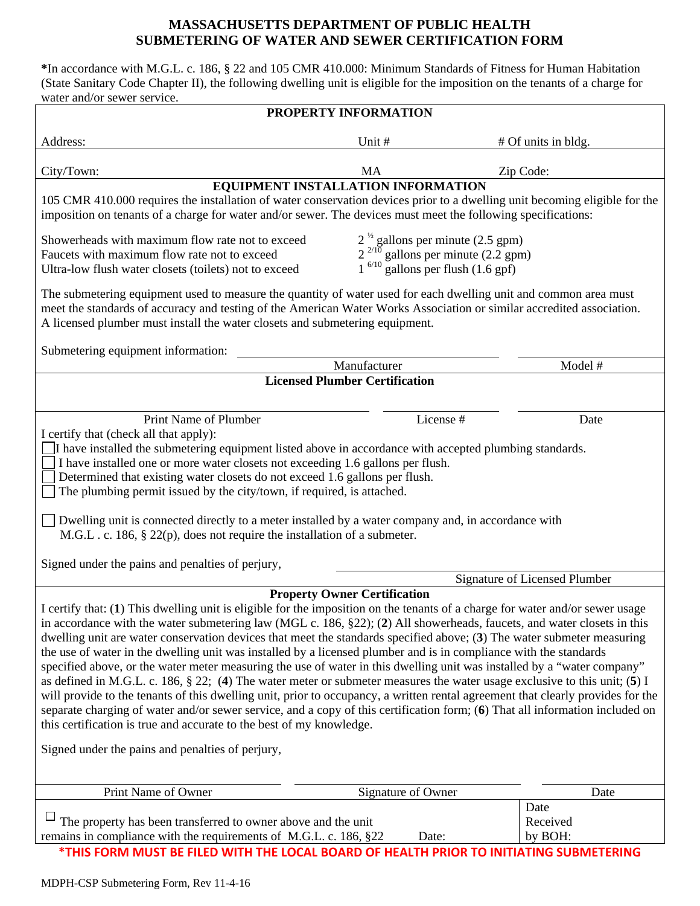# MASSACHUSETTS DEPARTMENT OF PUBLIC HEALTH
# SUBMETERING OF WATER AND SEWER CERTIFICATION FORM

***In accordance with M.G.L. c. 186, § 22 and 105 CMR 410.000: Minimum Standards of Fitness for Human Habitation (State Sanitary Code Chapter II), the following dwelling unit is eligible for the imposition on the tenants of a charge for water and/or sewer service.**

## PROPERTY INFORMATION

Address: ____________________ Unit # __________ # Of units in bldg. __________

City/Town: ____________________ MA Zip Code: __________

## EQUIPMENT INSTALLATION INFORMATION

105 CMR 410.000 requires the installation of water conservation devices prior to a dwelling unit becoming eligible for the imposition on tenants of a charge for water and/or sewer. The devices must meet the following specifications:

| | |
|---|---|
| Showerheads with maximum flow rate not to exceed | $2^{½}$ gallons per minute (2.5 gpm) |
| Faucets with maximum flow rate not to exceed | $2^{2/10}$ gallons per minute (2.2 gpm) |
| Ultra-low flush water closets (toilets) not to exceed | $1^{6/10}$ gallons per flush (1.6 gpf) |

The submetering equipment used to measure the quantity of water used for each dwelling unit and common area must meet the standards of accuracy and testing of the American Water Works Association or similar accredited association. A licensed plumber must install the water closets and submetering equipment.

Submetering equipment information: ____________________ ____________________
Manufacturer Model #

## Licensed Plumber Certification

____________________ ____________________ ____________________
Print Name of Plumber License # Date

I certify that (check all that apply):

- ☐ I have installed the submetering equipment listed above in accordance with accepted plumbing standards.
- ☐ I have installed one or more water closets not exceeding 1.6 gallons per flush.
- ☐ Determined that existing water closets do not exceed 1.6 gallons per flush.
- ☐ The plumbing permit issued by the city/town, if required, is attached.

☐ Dwelling unit is connected directly to a meter installed by a water company and, in accordance with M.G.L . c. 186, § 22(p), does not require the installation of a submeter.

Signed under the pains and penalties of perjury, ____________________
Signature of Licensed Plumber

## Property Owner Certification

I certify that: (**1**) This dwelling unit is eligible for the imposition on the tenants of a charge for water and/or sewer usage in accordance with the water submetering law (MGL c. 186, §22); (**2**) All showerheads, faucets, and water closets in this dwelling unit are water conservation devices that meet the standards specified above; (**3**) The water submeter measuring the use of water in the dwelling unit was installed by a licensed plumber and is in compliance with the standards specified above, or the water meter measuring the use of water in this dwelling unit was installed by a "water company" as defined in M.G.L. c. 186, § 22; (**4**) The water meter or submeter measures the water usage exclusive to this unit; (**5**) I will provide to the tenants of this dwelling unit, prior to occupancy, a written rental agreement that clearly provides for the separate charging of water and/or sewer service, and a copy of this certification form; (**6**) That all information included on this certification is true and accurate to the best of my knowledge.

Signed under the pains and penalties of perjury,

____________________ ____________________ ____________________
Print Name of Owner Signature of Owner Date

☐ The property has been transferred to owner above and the unit remains in compliance with the requirements of M.G.L. c. 186, §22 Date: __________

Date Received by BOH: __________

***THIS FORM MUST BE FILED WITH THE LOCAL BOARD OF HEALTH PRIOR TO INITIATING SUBMETERING**

MDPH-CSP Submetering Form, Rev 11-4-16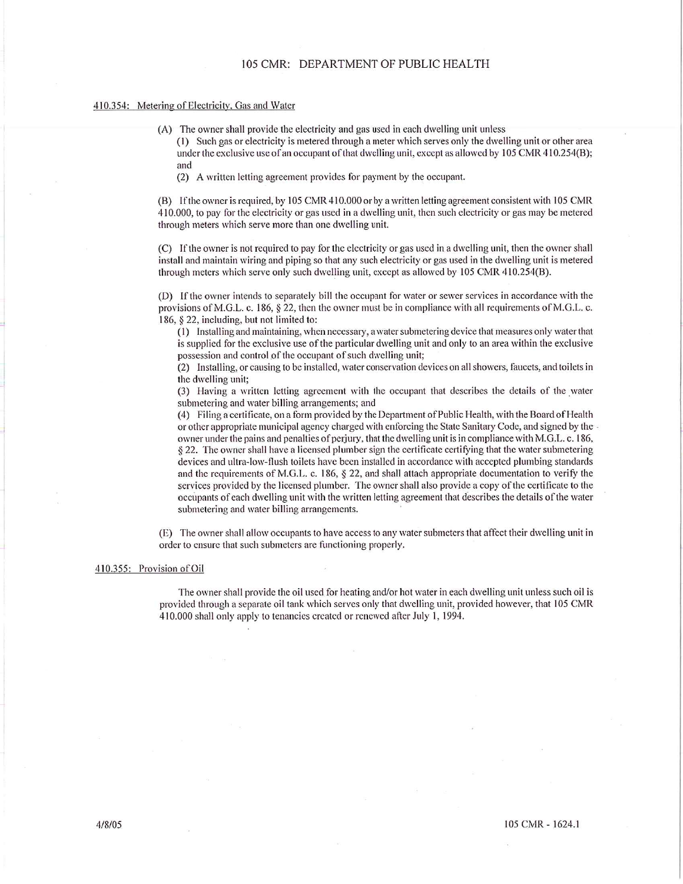### 410.354: Metering of Electricity, Gas and Water

(A) The owner shall provide the electricity and gas used in each dwelling unit unless

(1) Such gas or electricity is metered through a meter which serves only the dwelling unit or other area under the exclusive use of an occupant of that dwelling unit, except as allowed by 105 CMR 410.254(B); and

(2) A written letting agreement provides for payment by the occupant.

(B) If the owner is required, by 105 CMR 410.000 or by a written letting agreement consistent with 105 CMR 410.000, to pay for the electricity or gas used in a dwelling unit, then such electricity or gas may be metered through meters which serve more than one dwelling unit.

(C) If the owner is not required to pay for the electricity or gas used in a dwelling unit, then the owner shall install and maintain wiring and piping so that any such electricity or gas used in the dwelling unit is metered through meters which serve only such dwelling unit, except as allowed by 105 CMR 410.254(B).

(D) If the owner intends to separately bill the occupant for water or sewer services in accordance with the provisions of M.G.L. c. 186, § 22, then the owner must be in compliance with all requirements of M.G.L. c. 186, § 22, including, but not limited to:

(1) Installing and maintaining, when necessary, a water submetering device that measures only water that is supplied for the exclusive use of the particular dwelling unit and only to an area within the exclusive possession and control of the occupant of such dwelling unit;

(2) Installing, or causing to be installed, water conservation devices on all showers, faucets, and toilets in the dwelling unit;

(3) Having a written letting agreement with the occupant that describes the details of the water submetering and water billing arrangements; and

(4) Filing a certificate, on a form provided by the Department of Public Health, with the Board of Health or other appropriate municipal agency charged with enforcing the State Sanitary Code, and signed by the owner under the pains and penalties of perjury, that the dwelling unit is in compliance with M.G.L. c. 186, § 22. The owner shall have a licensed plumber sign the certificate certifying that the water submetering devices and ultra-low-flush toilets have been installed in accordance with accepted plumbing standards and the requirements of M.G.L. c. 186, § 22, and shall attach appropriate documentation to verify the services provided by the licensed plumber. The owner shall also provide a copy of the certificate to the occupants of each dwelling unit with the written letting agreement that describes the details of the water submetering and water billing arrangements.

(E) The owner shall allow occupants to have access to any water submeters that affect their dwelling unit in order to ensure that such submeters are functioning properly.

### 410.355: Provision of Oil

The owner shall provide the oil used for heating and/or hot water in each dwelling unit unless such oil is provided through a separate oil tank which serves only that dwelling unit, provided however, that 105 CMR 410.000 shall only apply to tenancies created or renewed after July 1, 1994.